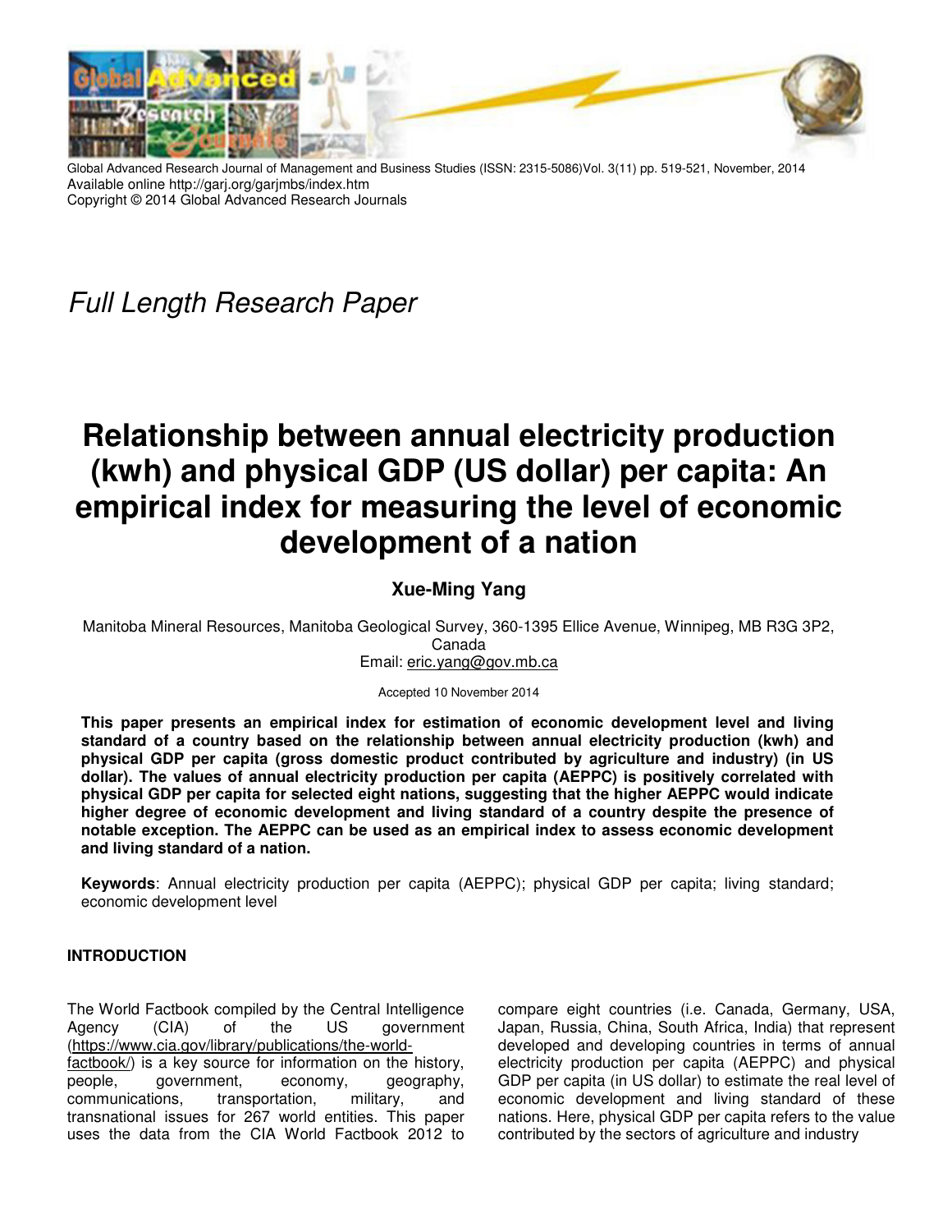Global Advanced Research Journal of Management and Business Studies (ISSN: 2315-5086)Vol. 3(11) pp. 519-521, November, 2014
Available online http://garj.org/garjmbs/index.htm
Copyright © 2014 Global Advanced Research Journals

*Full Length Research Paper*

# Relationship between annual electricity production (kwh) and physical GDP (US dollar) per capita: An empirical index for measuring the level of economic development of a nation

**Xue-Ming Yang**

Manitoba Mineral Resources, Manitoba Geological Survey, 360-1395 Ellice Avenue, Winnipeg, MB R3G 3P2, Canada
Email: eric.yang@gov.mb.ca

Accepted 10 November 2014

**This paper presents an empirical index for estimation of economic development level and living standard of a country based on the relationship between annual electricity production (kwh) and physical GDP per capita (gross domestic product contributed by agriculture and industry) (in US dollar). The values of annual electricity production per capita (AEPPC) is positively correlated with physical GDP per capita for selected eight nations, suggesting that the higher AEPPC would indicate higher degree of economic development and living standard of a country despite the presence of notable exception. The AEPPC can be used as an empirical index to assess economic development and living standard of a nation.**

**Keywords**: Annual electricity production per capita (AEPPC); physical GDP per capita; living standard; economic development level

## INTRODUCTION

The World Factbook compiled by the Central Intelligence Agency (CIA) of the US government (https://www.cia.gov/library/publications/the-world-factbook/) is a key source for information on the history, people, government, economy, geography, communications, transportation, military, and transnational issues for 267 world entities. This paper uses the data from the CIA World Factbook 2012 to compare eight countries (i.e. Canada, Germany, USA, Japan, Russia, China, South Africa, India) that represent developed and developing countries in terms of annual electricity production per capita (AEPPC) and physical GDP per capita (in US dollar) to estimate the real level of economic development and living standard of these nations. Here, physical GDP per capita refers to the value contributed by the sectors of agriculture and industry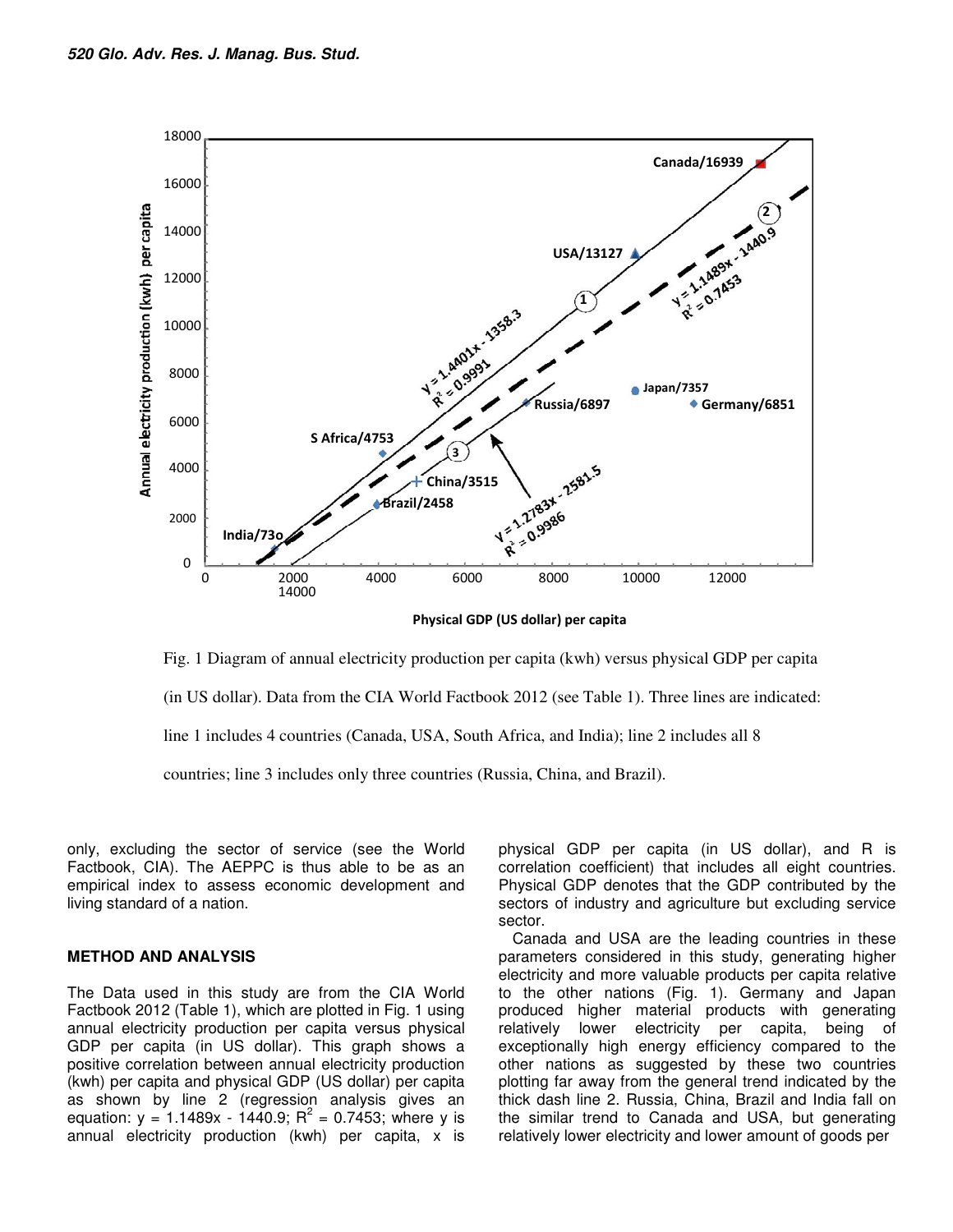Fig. 1 Diagram of annual electricity production per capita (kwh) versus physical GDP per capita (in US dollar). Data from the CIA World Factbook 2012 (see Table 1). Three lines are indicated: line 1 includes 4 countries (Canada, USA, South Africa, and India); line 2 includes all 8 countries; line 3 includes only three countries (Russia, China, and Brazil).

only, excluding the sector of service (see the World Factbook, CIA). The AEPPC is thus able to be as an empirical index to assess economic development and living standard of a nation.

## METHOD AND ANALYSIS

The Data used in this study are from the CIA World Factbook 2012 (Table 1), which are plotted in Fig. 1 using annual electricity production per capita versus physical GDP per capita (in US dollar). This graph shows a positive correlation between annual electricity production (kwh) per capita and physical GDP (US dollar) per capita as shown by line 2 (regression analysis gives an equation: $y = 1.1489x - 1440.9$; $R^2 = 0.7453$; where y is annual electricity production (kwh) per capita, x is physical GDP per capita (in US dollar), and R is correlation coefficient) that includes all eight countries. Physical GDP denotes that the GDP contributed by the sectors of industry and agriculture but excluding service sector.

Canada and USA are the leading countries in these parameters considered in this study, generating higher electricity and more valuable products per capita relative to the other nations (Fig. 1). Germany and Japan produced higher material products with generating relatively lower electricity per capita, being of exceptionally high energy efficiency compared to the other nations as suggested by these two countries plotting far away from the general trend indicated by the thick dash line 2. Russia, China, Brazil and India fall on the similar trend to Canada and USA, but generating relatively lower electricity and lower amount of goods per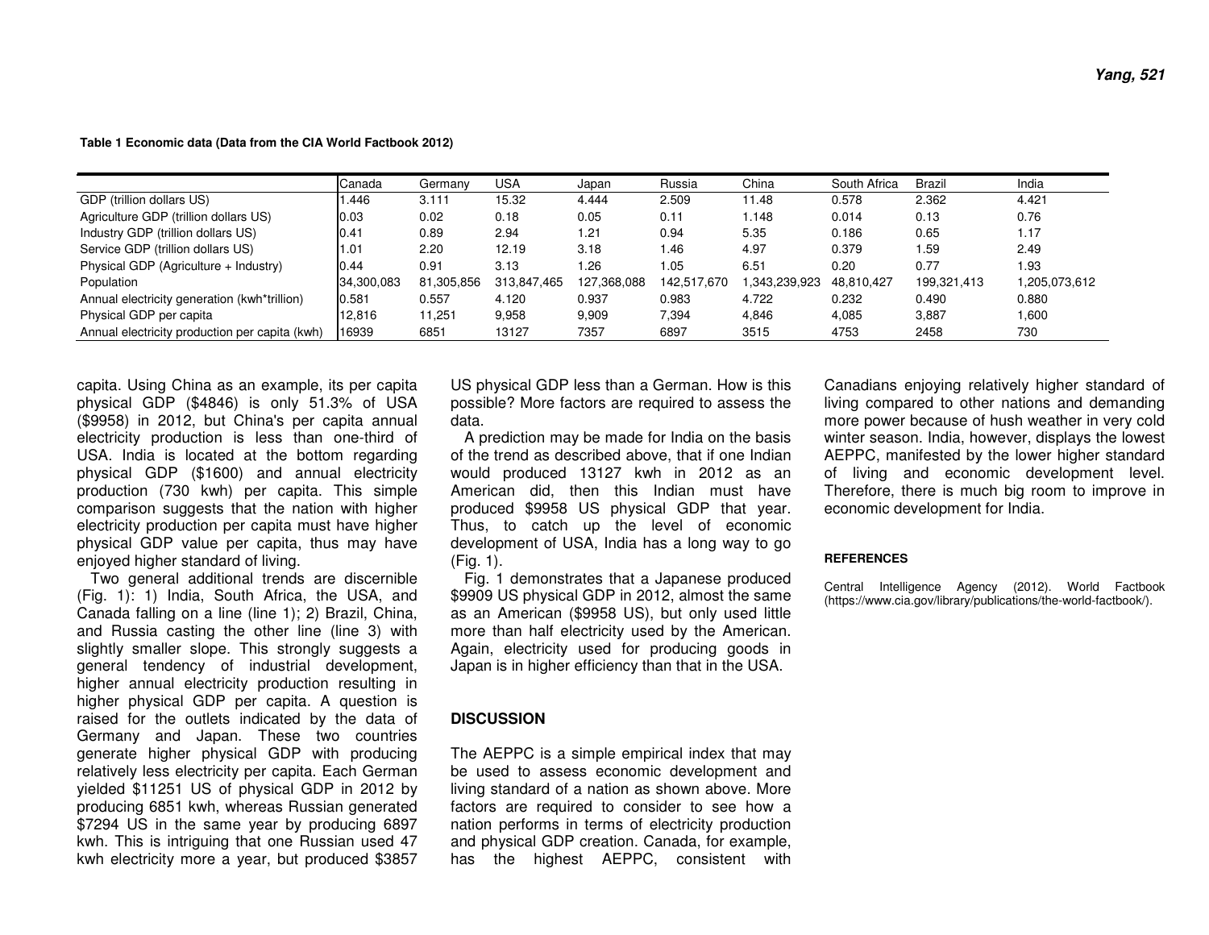**Table 1 Economic data (Data from the CIA World Factbook 2012)**

| | Canada | Germany | USA | Japan | Russia | China | South Africa | Brazil | India |
|---|---|---|---|---|---|---|---|---|---|
| GDP (trillion dollars US) | 1.446 | 3.111 | 15.32 | 4.444 | 2.509 | 11.48 | 0.578 | 2.362 | 4.421 |
| Agriculture GDP (trillion dollars US) | 0.03 | 0.02 | 0.18 | 0.05 | 0.11 | 1.148 | 0.014 | 0.13 | 0.76 |
| Industry GDP (trillion dollars US) | 0.41 | 0.89 | 2.94 | 1.21 | 0.94 | 5.35 | 0.186 | 0.65 | 1.17 |
| Service GDP (trillion dollars US) | 1.01 | 2.20 | 12.19 | 3.18 | 1.46 | 4.97 | 0.379 | 1.59 | 2.49 |
| Physical GDP (Agriculture + Industry) | 0.44 | 0.91 | 3.13 | 1.26 | 1.05 | 6.51 | 0.20 | 0.77 | 1.93 |
| Population | 34,300,083 | 81,305,856 | 313,847,465 | 127,368,088 | 142,517,670 | 1,343,239,923 | 48,810,427 | 199,321,413 | 1,205,073,612 |
| Annual electricity generation (kwh*trillion) | 0.581 | 0.557 | 4.120 | 0.937 | 0.983 | 4.722 | 0.232 | 0.490 | 0.880 |
| Physical GDP per capita | 12,816 | 11,251 | 9,958 | 9,909 | 7,394 | 4,846 | 4,085 | 3,887 | 1,600 |
| Annual electricity production per capita (kwh) | 16939 | 6851 | 13127 | 7357 | 6897 | 3515 | 4753 | 2458 | 730 |

capita. Using China as an example, its per capita physical GDP ($4846) is only 51.3% of USA ($9958) in 2012, but China's per capita annual electricity production is less than one-third of USA. India is located at the bottom regarding physical GDP ($1600) and annual electricity production (730 kwh) per capita. This simple comparison suggests that the nation with higher electricity production per capita must have higher physical GDP value per capita, thus may have enjoyed higher standard of living.

Two general additional trends are discernible (Fig. 1): 1) India, South Africa, the USA, and Canada falling on a line (line 1); 2) Brazil, China, and Russia casting the other line (line 3) with slightly smaller slope. This strongly suggests a general tendency of industrial development, higher annual electricity production resulting in higher physical GDP per capita. A question is raised for the outlets indicated by the data of Germany and Japan. These two countries generate higher physical GDP with producing relatively less electricity per capita. Each German yielded $11251 US of physical GDP in 2012 by producing 6851 kwh, whereas Russian generated $7294 US in the same year by producing 6897 kwh. This is intriguing that one Russian used 47 kwh electricity more a year, but produced $3857 US physical GDP less than a German. How is this possible? More factors are required to assess the data.

A prediction may be made for India on the basis of the trend as described above, that if one Indian would produced 13127 kwh in 2012 as an American did, then this Indian must have produced $9958 US physical GDP that year. Thus, to catch up the level of economic development of USA, India has a long way to go (Fig. 1).

Fig. 1 demonstrates that a Japanese produced $9909 US physical GDP in 2012, almost the same as an American ($9958 US), but only used little more than half electricity used by the American. Again, electricity used for producing goods in Japan is in higher efficiency than that in the USA.

## DISCUSSION

The AEPPC is a simple empirical index that may be used to assess economic development and living standard of a nation as shown above. More factors are required to consider to see how a nation performs in terms of electricity production and physical GDP creation. Canada, for example, has the highest AEPPC, consistent with Canadians enjoying relatively higher standard of living compared to other nations and demanding more power because of hush weather in very cold winter season. India, however, displays the lowest AEPPC, manifested by the lower higher standard of living and economic development level. Therefore, there is much big room to improve in economic development for India.

## REFERENCES

Central Intelligence Agency (2012). World Factbook (https://www.cia.gov/library/publications/the-world-factbook/).